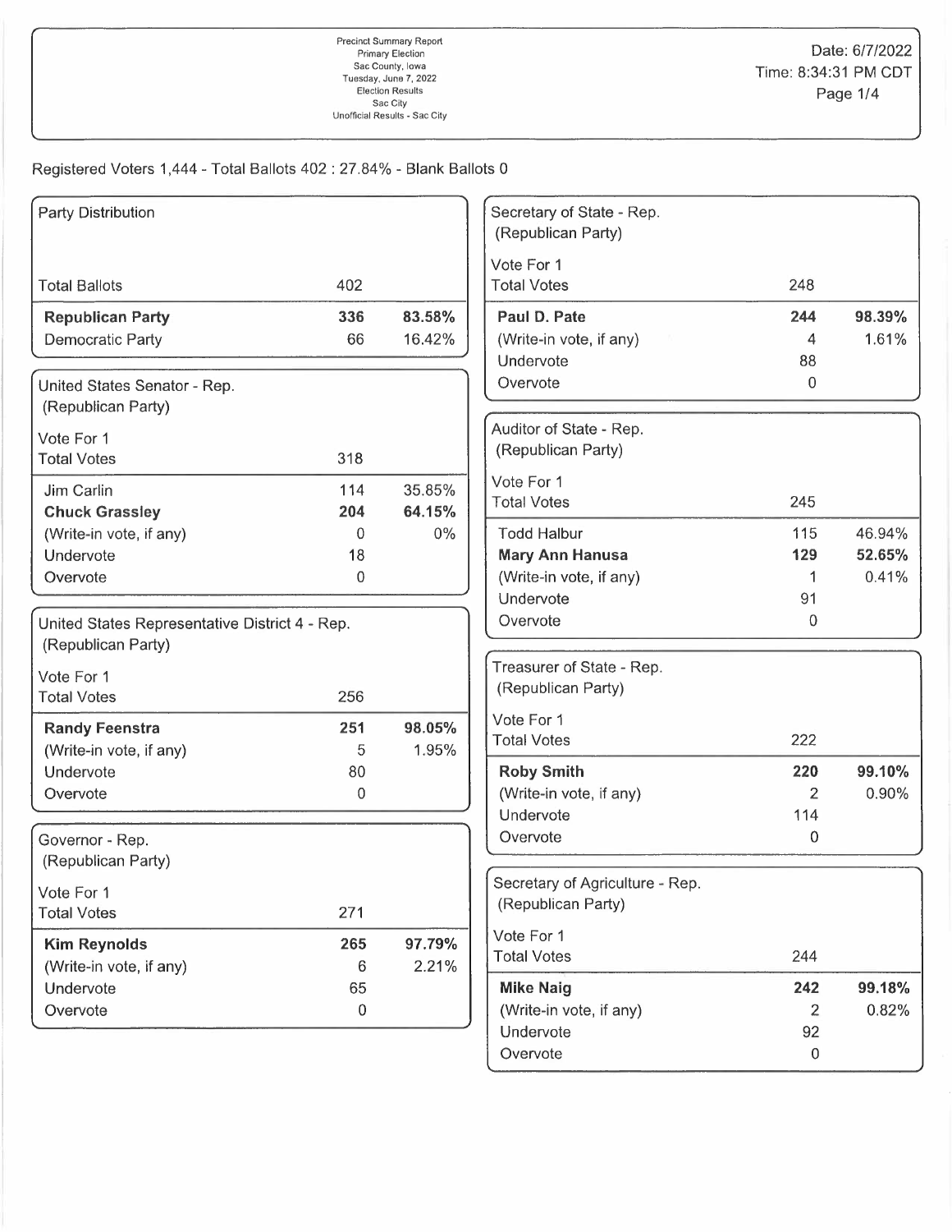Precinct Summary Report
Primary Election
Sac County, Iowa
Tuesday, June 7, 2022
Election Results
Sac City
Unofficial Results - Sac City

Date: 6/7/2022
Time: 8:34:31 PM CDT

Registered Voters 1,444 - Total Ballots 402 : 27.84% - Blank Ballots 0

### Party Distribution

| | | |
|---|---|---|
| Total Ballots | 402 | |
| **Republican Party** | **336** | **83.58%** |
| Democratic Party | 66 | 16.42% |

### United States Senator - Rep. (Republican Party)

| Vote For 1 | | |
|---|---|---|
| Total Votes | 318 | |
| Jim Carlin | 114 | 35.85% |
| **Chuck Grassley** | **204** | **64.15%** |
| (Write-in vote, if any) | 0 | 0% |
| Undervote | 18 | |
| Overvote | 0 | |

### United States Representative District 4 - Rep. (Republican Party)

| Vote For 1 | | |
|---|---|---|
| Total Votes | 256 | |
| **Randy Feenstra** | **251** | **98.05%** |
| (Write-in vote, if any) | 5 | 1.95% |
| Undervote | 80 | |
| Overvote | 0 | |

### Governor - Rep. (Republican Party)

| Vote For 1 | | |
|---|---|---|
| Total Votes | 271 | |
| **Kim Reynolds** | **265** | **97.79%** |
| (Write-in vote, if any) | 6 | 2.21% |
| Undervote | 65 | |
| Overvote | 0 | |

### Secretary of State - Rep. (Republican Party)

| Vote For 1 | | |
|---|---|---|
| Total Votes | 248 | |
| **Paul D. Pate** | **244** | **98.39%** |
| (Write-in vote, if any) | 4 | 1.61% |
| Undervote | 88 | |
| Overvote | 0 | |

### Auditor of State - Rep. (Republican Party)

| Vote For 1 | | |
|---|---|---|
| Total Votes | 245 | |
| Todd Halbur | 115 | 46.94% |
| **Mary Ann Hanusa** | **129** | **52.65%** |
| (Write-in vote, if any) | 1 | 0.41% |
| Undervote | 91 | |
| Overvote | 0 | |

### Treasurer of State - Rep. (Republican Party)

| Vote For 1 | | |
|---|---|---|
| Total Votes | 222 | |
| **Roby Smith** | **220** | **99.10%** |
| (Write-in vote, if any) | 2 | 0.90% |
| Undervote | 114 | |
| Overvote | 0 | |

### Secretary of Agriculture - Rep. (Republican Party)

| Vote For 1 | | |
|---|---|---|
| Total Votes | 244 | |
| **Mike Naig** | **242** | **99.18%** |
| (Write-in vote, if any) | 2 | 0.82% |
| Undervote | 92 | |
| Overvote | 0 | |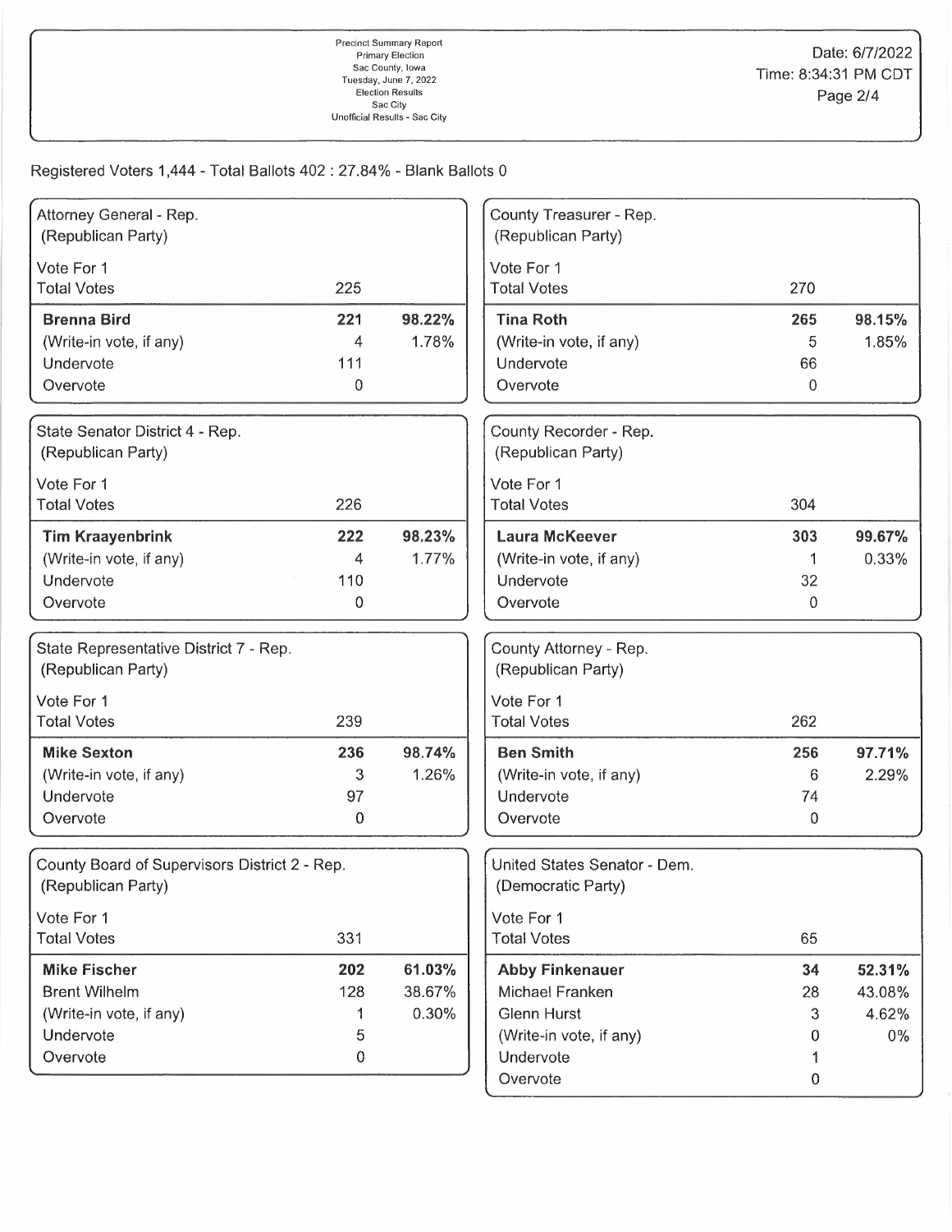Precinct Summary Report
Primary Election
Sac County, Iowa
Tuesday, June 7, 2022
Election Results
Sac City
Unofficial Results - Sac City

Date: 6/7/2022
Time: 8:34:31 PM CDT

Registered Voters 1,444 - Total Ballots 402 : 27.84% - Blank Ballots 0

### Attorney General - Rep.
(Republican Party)

| Vote For 1 | | |
|---|---|---|
| Total Votes | 225 | |
| **Brenna Bird** | **221** | **98.22%** |
| (Write-in vote, if any) | 4 | 1.78% |
| Undervote | 111 | |
| Overvote | 0 | |

### State Senator District 4 - Rep.
(Republican Party)

| Vote For 1 | | |
|---|---|---|
| Total Votes | 226 | |
| **Tim Kraayenbrink** | **222** | **98.23%** |
| (Write-in vote, if any) | 4 | 1.77% |
| Undervote | 110 | |
| Overvote | 0 | |

### State Representative District 7 - Rep.
(Republican Party)

| Vote For 1 | | |
|---|---|---|
| Total Votes | 239 | |
| **Mike Sexton** | **236** | **98.74%** |
| (Write-in vote, if any) | 3 | 1.26% |
| Undervote | 97 | |
| Overvote | 0 | |

### County Board of Supervisors District 2 - Rep.
(Republican Party)

| Vote For 1 | | |
|---|---|---|
| Total Votes | 331 | |
| **Mike Fischer** | **202** | **61.03%** |
| Brent Wilhelm | 128 | 38.67% |
| (Write-in vote, if any) | 1 | 0.30% |
| Undervote | 5 | |
| Overvote | 0 | |

### County Treasurer - Rep.
(Republican Party)

| Vote For 1 | | |
|---|---|---|
| Total Votes | 270 | |
| **Tina Roth** | **265** | **98.15%** |
| (Write-in vote, if any) | 5 | 1.85% |
| Undervote | 66 | |
| Overvote | 0 | |

### County Recorder - Rep.
(Republican Party)

| Vote For 1 | | |
|---|---|---|
| Total Votes | 304 | |
| **Laura McKeever** | **303** | **99.67%** |
| (Write-in vote, if any) | 1 | 0.33% |
| Undervote | 32 | |
| Overvote | 0 | |

### County Attorney - Rep.
(Republican Party)

| Vote For 1 | | |
|---|---|---|
| Total Votes | 262 | |
| **Ben Smith** | **256** | **97.71%** |
| (Write-in vote, if any) | 6 | 2.29% |
| Undervote | 74 | |
| Overvote | 0 | |

### United States Senator - Dem.
(Democratic Party)

| Vote For 1 | | |
|---|---|---|
| Total Votes | 65 | |
| **Abby Finkenauer** | **34** | **52.31%** |
| Michael Franken | 28 | 43.08% |
| Glenn Hurst | 3 | 4.62% |
| (Write-in vote, if any) | 0 | 0% |
| Undervote | 1 | |
| Overvote | 0 | |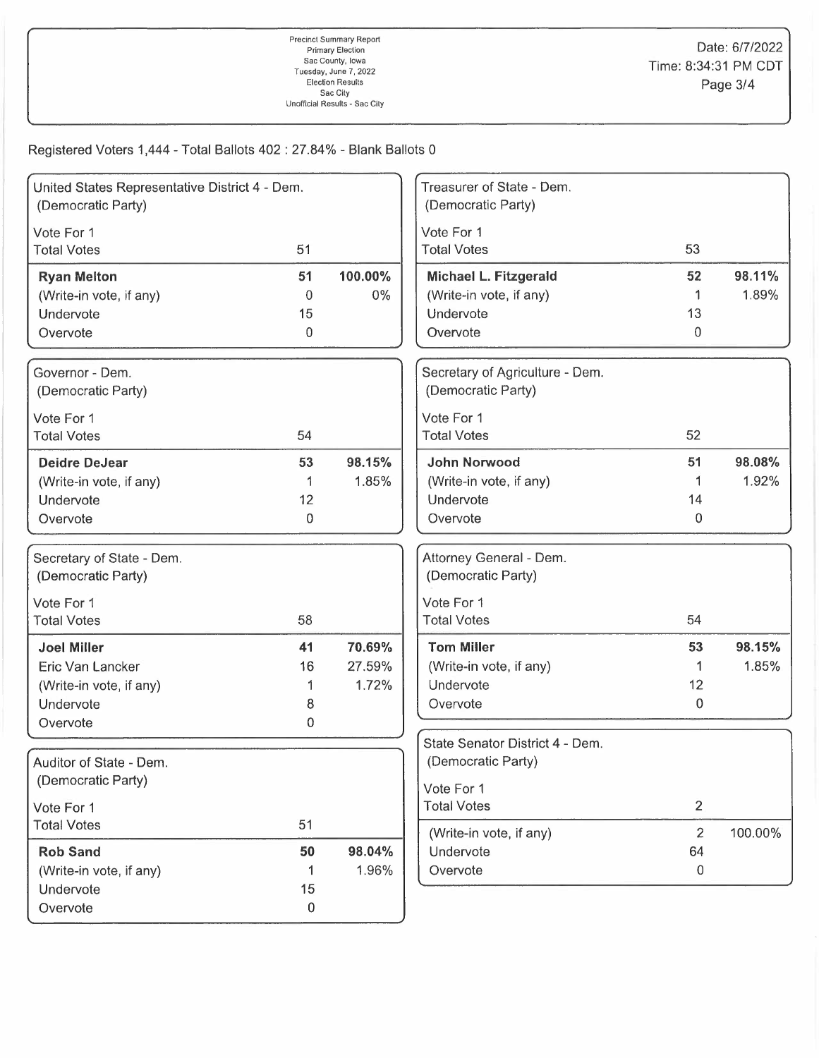Precinct Summary Report
Primary Election
Sac County, Iowa
Tuesday, June 7, 2022
Election Results
Sac City
Unofficial Results - Sac City

Date: 6/7/2022
Time: 8:34:31 PM CDT

Registered Voters 1,444 - Total Ballots 402 : 27.84% - Blank Ballots 0

## United States Representative District 4 - Dem.
(Democratic Party)

Vote For 1

| Total Votes | 51 | |
|---|---|---|
| **Ryan Melton** | **51** | **100.00%** |
| (Write-in vote, if any) | 0 | 0% |
| Undervote | 15 | |
| Overvote | 0 | |

## Governor - Dem.
(Democratic Party)

Vote For 1

| Total Votes | 54 | |
|---|---|---|
| **Deidre DeJear** | **53** | **98.15%** |
| (Write-in vote, if any) | 1 | 1.85% |
| Undervote | 12 | |
| Overvote | 0 | |

## Secretary of State - Dem.
(Democratic Party)

Vote For 1

| Total Votes | 58 | |
|---|---|---|
| **Joel Miller** | **41** | **70.69%** |
| Eric Van Lancker | 16 | 27.59% |
| (Write-in vote, if any) | 1 | 1.72% |
| Undervote | 8 | |
| Overvote | 0 | |

## Auditor of State - Dem.
(Democratic Party)

Vote For 1

| Total Votes | 51 | |
|---|---|---|
| **Rob Sand** | **50** | **98.04%** |
| (Write-in vote, if any) | 1 | 1.96% |
| Undervote | 15 | |
| Overvote | 0 | |

## Treasurer of State - Dem.
(Democratic Party)

Vote For 1

| Total Votes | 53 | |
|---|---|---|
| **Michael L. Fitzgerald** | **52** | **98.11%** |
| (Write-in vote, if any) | 1 | 1.89% |
| Undervote | 13 | |
| Overvote | 0 | |

## Secretary of Agriculture - Dem.
(Democratic Party)

Vote For 1

| Total Votes | 52 | |
|---|---|---|
| **John Norwood** | **51** | **98.08%** |
| (Write-in vote, if any) | 1 | 1.92% |
| Undervote | 14 | |
| Overvote | 0 | |

## Attorney General - Dem.
(Democratic Party)

Vote For 1

| Total Votes | 54 | |
|---|---|---|
| **Tom Miller** | **53** | **98.15%** |
| (Write-in vote, if any) | 1 | 1.85% |
| Undervote | 12 | |
| Overvote | 0 | |

## State Senator District 4 - Dem.
(Democratic Party)

Vote For 1

| Total Votes | 2 | |
|---|---|---|
| (Write-in vote, if any) | 2 | 100.00% |
| Undervote | 64 | |
| Overvote | 0 | |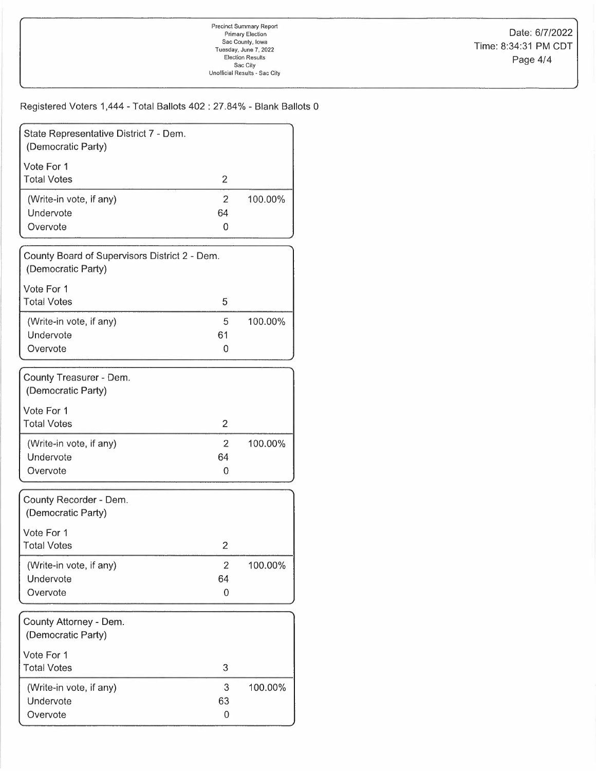Registered Voters 1,444 - Total Ballots 402 : 27.84% - Blank Ballots 0

## State Representative District 7 - Dem. (Democratic Party)

Vote For 1

| Total Votes | 2 | |
|---|---|---|
| (Write-in vote, if any) | 2 | 100.00% |
| Undervote | 64 | |
| Overvote | 0 | |

## County Board of Supervisors District 2 - Dem. (Democratic Party)

Vote For 1

| Total Votes | 5 | |
|---|---|---|
| (Write-in vote, if any) | 5 | 100.00% |
| Undervote | 61 | |
| Overvote | 0 | |

## County Treasurer - Dem. (Democratic Party)

Vote For 1

| Total Votes | 2 | |
|---|---|---|
| (Write-in vote, if any) | 2 | 100.00% |
| Undervote | 64 | |
| Overvote | 0 | |

## County Recorder - Dem. (Democratic Party)

Vote For 1

| Total Votes | 2 | |
|---|---|---|
| (Write-in vote, if any) | 2 | 100.00% |
| Undervote | 64 | |
| Overvote | 0 | |

## County Attorney - Dem. (Democratic Party)

Vote For 1

| Total Votes | 3 | |
|---|---|---|
| (Write-in vote, if any) | 3 | 100.00% |
| Undervote | 63 | |
| Overvote | 0 | |